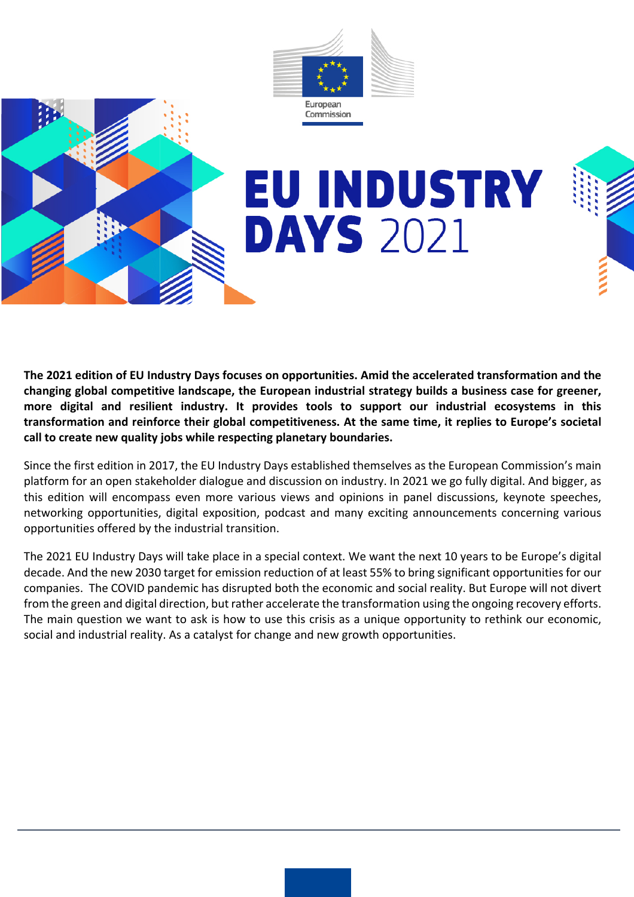European Commission

# EU INDUSTRY DAYS 2021

**The 2021 edition of EU Industry Days focuses on opportunities. Amid the accelerated transformation and the changing global competitive landscape, the European industrial strategy builds a business case for greener, more digital and resilient industry. It provides tools to support our industrial ecosystems in this transformation and reinforce their global competitiveness. At the same time, it replies to Europe's societal call to create new quality jobs while respecting planetary boundaries.**

Since the first edition in 2017, the EU Industry Days established themselves as the European Commission's main platform for an open stakeholder dialogue and discussion on industry. In 2021 we go fully digital. And bigger, as this edition will encompass even more various views and opinions in panel discussions, keynote speeches, networking opportunities, digital exposition, podcast and many exciting announcements concerning various opportunities offered by the industrial transition.

The 2021 EU Industry Days will take place in a special context. We want the next 10 years to be Europe's digital decade. And the new 2030 target for emission reduction of at least 55% to bring significant opportunities for our companies. The COVID pandemic has disrupted both the economic and social reality. But Europe will not divert from the green and digital direction, but rather accelerate the transformation using the ongoing recovery efforts. The main question we want to ask is how to use this crisis as a unique opportunity to rethink our economic, social and industrial reality. As a catalyst for change and new growth opportunities.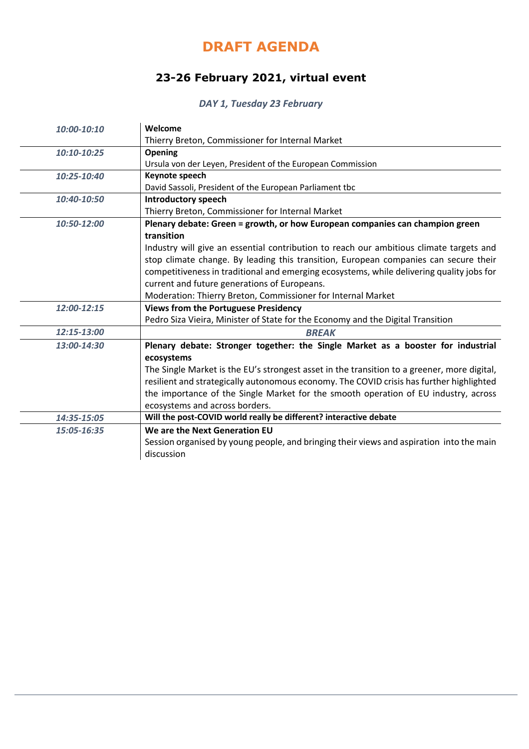# DRAFT AGENDA

## 23-26 February 2021, virtual event

### *DAY 1, Tuesday 23 February*

| | |
|---|---|
| *10:00-10:10* | **Welcome**<br>Thierry Breton, Commissioner for Internal Market |
| *10:10-10:25* | **Opening**<br>Ursula von der Leyen, President of the European Commission |
| *10:25-10:40* | **Keynote speech**<br>David Sassoli, President of the European Parliament tbc |
| *10:40-10:50* | **Introductory speech**<br>Thierry Breton, Commissioner for Internal Market |
| *10:50-12:00* | **Plenary debate: Green = growth, or how European companies can champion green transition**<br>Industry will give an essential contribution to reach our ambitious climate targets and stop climate change. By leading this transition, European companies can secure their competitiveness in traditional and emerging ecosystems, while delivering quality jobs for current and future generations of Europeans.<br>Moderation: Thierry Breton, Commissioner for Internal Market |
| *12:00-12:15* | **Views from the Portuguese Presidency**<br>Pedro Siza Vieira, Minister of State for the Economy and the Digital Transition |
| *12:15-13:00* | ***BREAK*** |
| *13:00-14:30* | **Plenary debate: Stronger together: the Single Market as a booster for industrial ecosystems**<br>The Single Market is the EU's strongest asset in the transition to a greener, more digital, resilient and strategically autonomous economy. The COVID crisis has further highlighted the importance of the Single Market for the smooth operation of EU industry, across ecosystems and across borders. |
| *14:35-15:05* | **Will the post-COVID world really be different? interactive debate** |
| *15:05-16:35* | **We are the Next Generation EU**<br>Session organised by young people, and bringing their views and aspiration into the main discussion |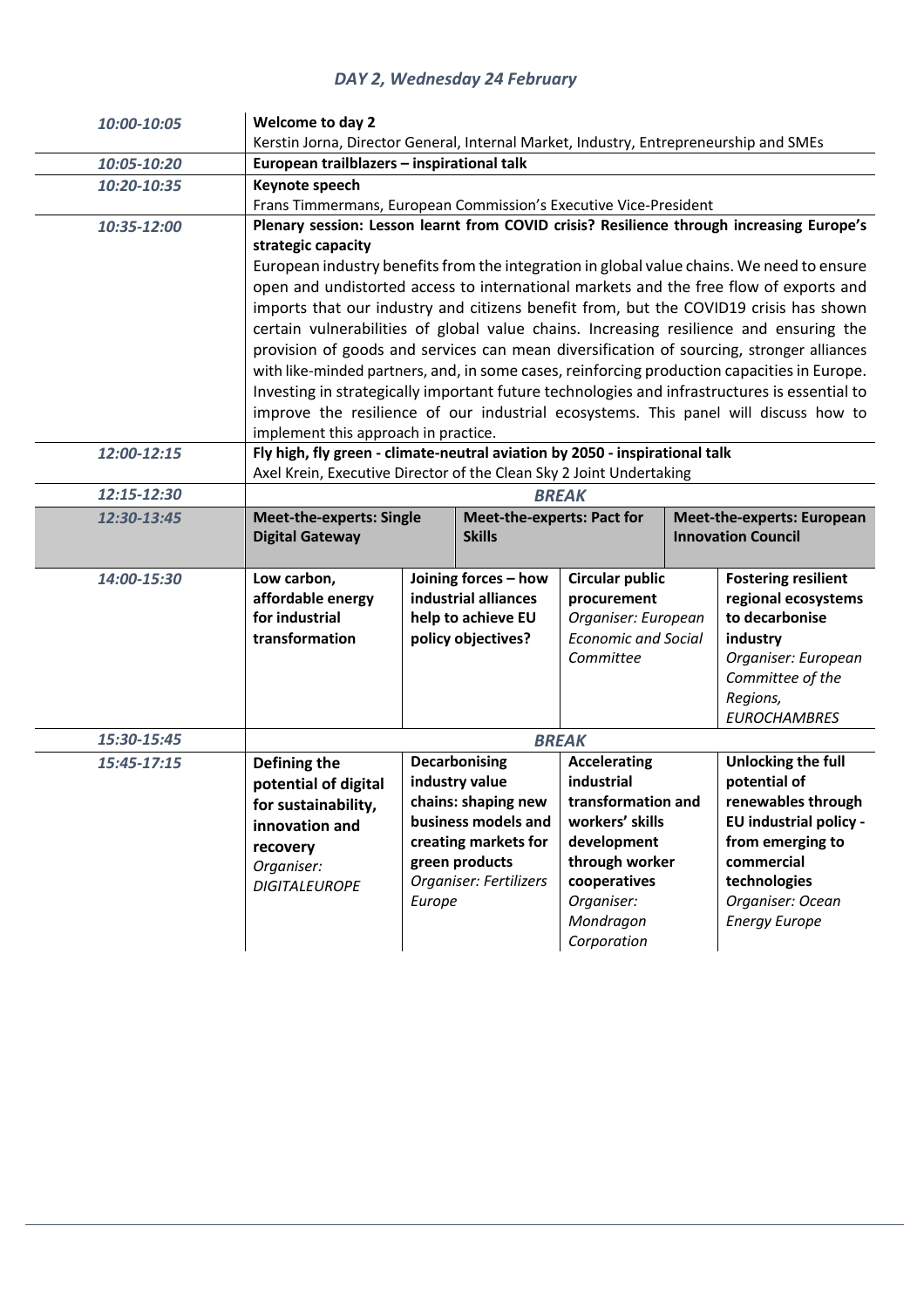## *DAY 2, Wednesday 24 February*

| | | | | |
|---|---|---|---|---|
| *10:00-10:05* | **Welcome to day 2**<br>Kerstin Jorna, Director General, Internal Market, Industry, Entrepreneurship and SMEs | | | |
| *10:05-10:20* | **European trailblazers – inspirational talk** | | | |
| *10:20-10:35* | **Keynote speech**<br>Frans Timmermans, European Commission's Executive Vice-President | | | |
| *10:35-12:00* | **Plenary session: Lesson learnt from COVID crisis? Resilience through increasing Europe's strategic capacity**<br>European industry benefits from the integration in global value chains. We need to ensure open and undistorted access to international markets and the free flow of exports and imports that our industry and citizens benefit from, but the COVID19 crisis has shown certain vulnerabilities of global value chains. Increasing resilience and ensuring the provision of goods and services can mean diversification of sourcing, stronger alliances with like-minded partners, and, in some cases, reinforcing production capacities in Europe. Investing in strategically important future technologies and infrastructures is essential to improve the resilience of our industrial ecosystems. This panel will discuss how to implement this approach in practice. | | | |
| *12:00-12:15* | **Fly high, fly green - climate-neutral aviation by 2050 - inspirational talk**<br>Axel Krein, Executive Director of the Clean Sky 2 Joint Undertaking | | | |
| *12:15-12:30* | ***BREAK*** | | | |
| *12:30-13:45* | **Meet-the-experts: Single Digital Gateway** | **Meet-the-experts: Pact for Skills** | **Meet-the-experts: European Innovation Council** | |
| *14:00-15:30* | **Low carbon, affordable energy for industrial transformation** | **Joining forces – how industrial alliances help to achieve EU policy objectives?** | **Circular public procurement**<br>*Organiser: European Economic and Social Committee* | **Fostering resilient regional ecosystems to decarbonise industry**<br>*Organiser: European Committee of the Regions, EUROCHAMBRES* |
| *15:30-15:45* | ***BREAK*** | | | |
| *15:45-17:15* | **Defining the potential of digital for sustainability, innovation and recovery**<br>*Organiser: DIGITALEUROPE* | **Decarbonising industry value chains: shaping new business models and creating markets for green products**<br>*Organiser: Fertilizers Europe* | **Accelerating industrial transformation and workers' skills development through worker cooperatives**<br>*Organiser: Mondragon Corporation* | **Unlocking the full potential of renewables through EU industrial policy - from emerging to commercial technologies**<br>*Organiser: Ocean Energy Europe* |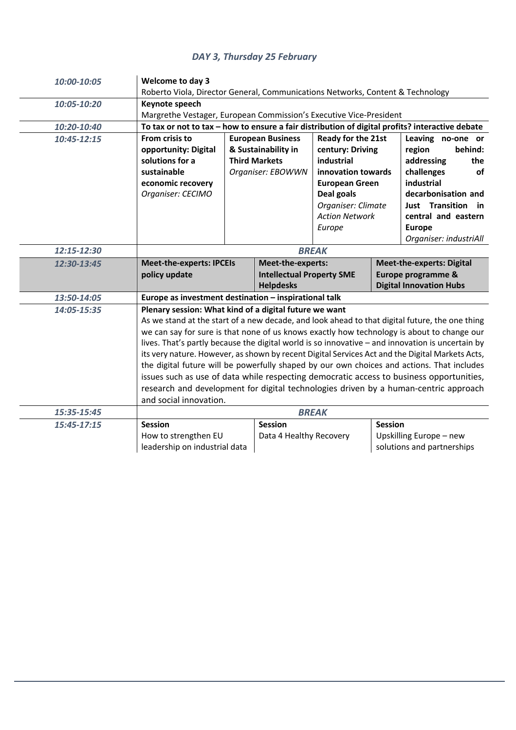## *DAY 3, Thursday 25 February*

| Time | | | | |
|---|---|---|---|---|
| *10:00-10:05* | **Welcome to day 3**<br>Roberto Viola, Director General, Communications Networks, Content & Technology | | | |
| *10:05-10:20* | **Keynote speech**<br>Margrethe Vestager, European Commission's Executive Vice-President | | | |
| *10:20-10:40* | **To tax or not to tax – how to ensure a fair distribution of digital profits? interactive debate** | | | |
| *10:45-12:15* | **From crisis to opportunity: Digital solutions for a sustainable economic recovery**<br>*Organiser: CECIMO* | **European Business & Sustainability in Third Markets**<br>*Organiser: EBOWWN* | **Ready for the 21st century: Driving industrial innovation towards European Green Deal goals**<br>*Organiser: Climate Action Network Europe* | **Leaving no-one or region behind: addressing the challenges of industrial decarbonisation and Just Transition in central and eastern Europe**<br>*Organiser: industriAll* |
| *12:15-12:30* | ***BREAK*** | | | |
| *12:30-13:45* | **Meet-the-experts: IPCEIs policy update** | **Meet-the-experts: Intellectual Property SME Helpdesks** | **Meet-the-experts: Digital Europe programme & Digital Innovation Hubs** | |
| *13:50-14:05* | **Europe as investment destination – inspirational talk** | | | |
| *14:05-15:35* | **Plenary session: What kind of a digital future we want**<br>As we stand at the start of a new decade, and look ahead to that digital future, the one thing we can say for sure is that none of us knows exactly how technology is about to change our lives. That's partly because the digital world is so innovative – and innovation is uncertain by its very nature. However, as shown by recent Digital Services Act and the Digital Markets Acts, the digital future will be powerfully shaped by our own choices and actions. That includes issues such as use of data while respecting democratic access to business opportunities, research and development for digital technologies driven by a human-centric approach and social innovation. | | | |
| *15:35-15:45* | ***BREAK*** | | | |
| *15:45-17:15* | **Session**<br>How to strengthen EU leadership on industrial data | **Session**<br>Data 4 Healthy Recovery | **Session**<br>Upskilling Europe – new solutions and partnerships | |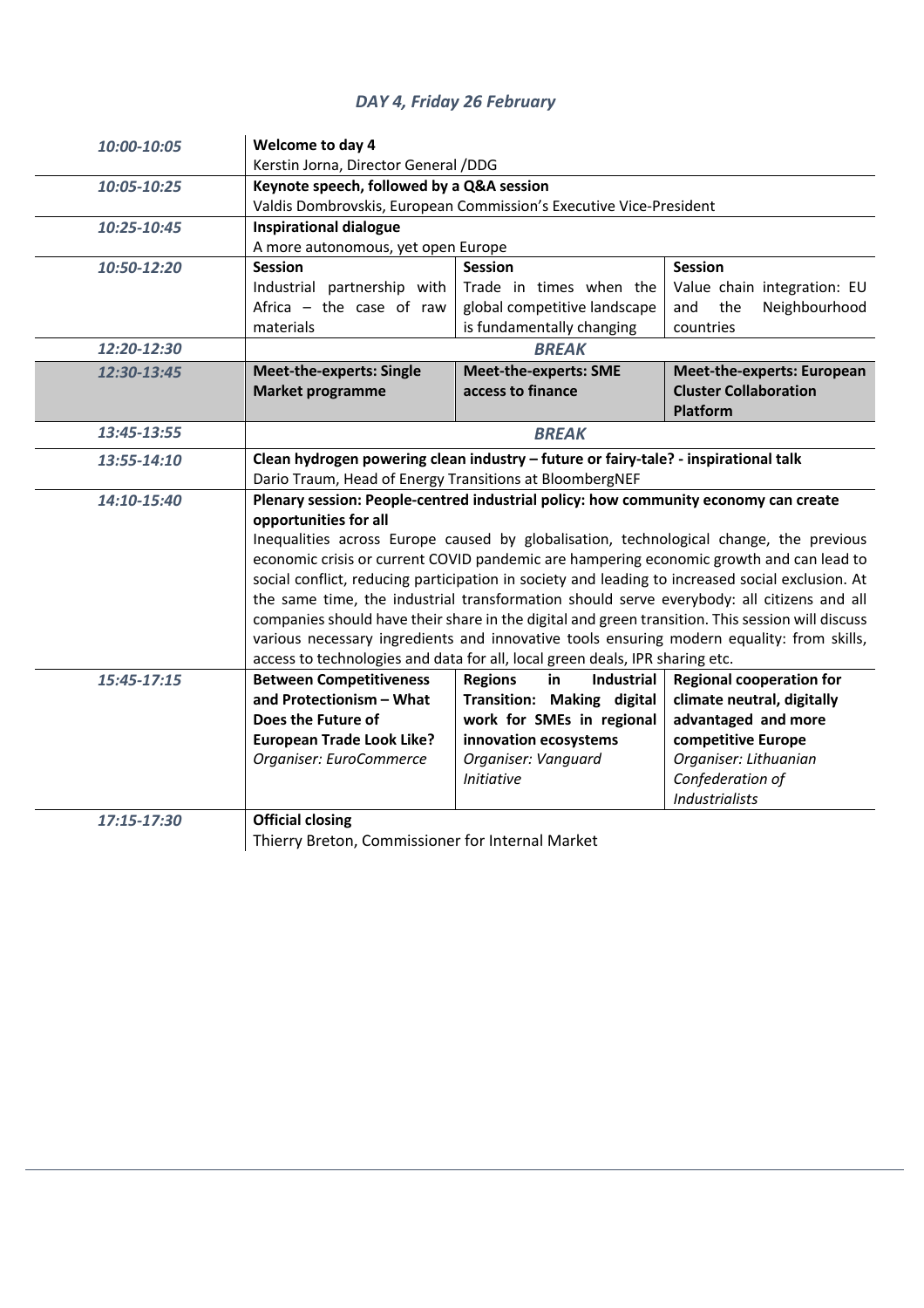## *DAY 4, Friday 26 February*

| | | | |
|---|---|---|---|
| *10:00-10:05* | **Welcome to day 4**<br>Kerstin Jorna, Director General /DDG | | |
| *10:05-10:25* | **Keynote speech, followed by a Q&A session**<br>Valdis Dombrovskis, European Commission's Executive Vice-President | | |
| *10:25-10:45* | **Inspirational dialogue**<br>A more autonomous, yet open Europe | | |
| *10:50-12:20* | **Session**<br>Industrial partnership with Africa – the case of raw materials | **Session**<br>Trade in times when the global competitive landscape is fundamentally changing | **Session**<br>Value chain integration: EU and the Neighbourhood countries |
| *12:20-12:30* | ***BREAK*** | | |
| *12:30-13:45* | **Meet-the-experts: Single Market programme** | **Meet-the-experts: SME access to finance** | **Meet-the-experts: European Cluster Collaboration Platform** |
| *13:45-13:55* | ***BREAK*** | | |
| *13:55-14:10* | **Clean hydrogen powering clean industry – future or fairy-tale? - inspirational talk**<br>Dario Traum, Head of Energy Transitions at BloombergNEF | | |
| *14:10-15:40* | **Plenary session: People-centred industrial policy: how community economy can create opportunities for all**<br>Inequalities across Europe caused by globalisation, technological change, the previous economic crisis or current COVID pandemic are hampering economic growth and can lead to social conflict, reducing participation in society and leading to increased social exclusion. At the same time, the industrial transformation should serve everybody: all citizens and all companies should have their share in the digital and green transition. This session will discuss various necessary ingredients and innovative tools ensuring modern equality: from skills, access to technologies and data for all, local green deals, IPR sharing etc. | | |
| *15:45-17:15* | **Between Competitiveness and Protectionism – What Does the Future of European Trade Look Like?**<br>*Organiser: EuroCommerce* | **Regions in Industrial Transition: Making digital work for SMEs in regional innovation ecosystems**<br>*Organiser: Vanguard Initiative* | **Regional cooperation for climate neutral, digitally advantaged and more competitive Europe**<br>*Organiser: Lithuanian Confederation of Industrialists* |
| *17:15-17:30* | **Official closing**<br>Thierry Breton, Commissioner for Internal Market | | |